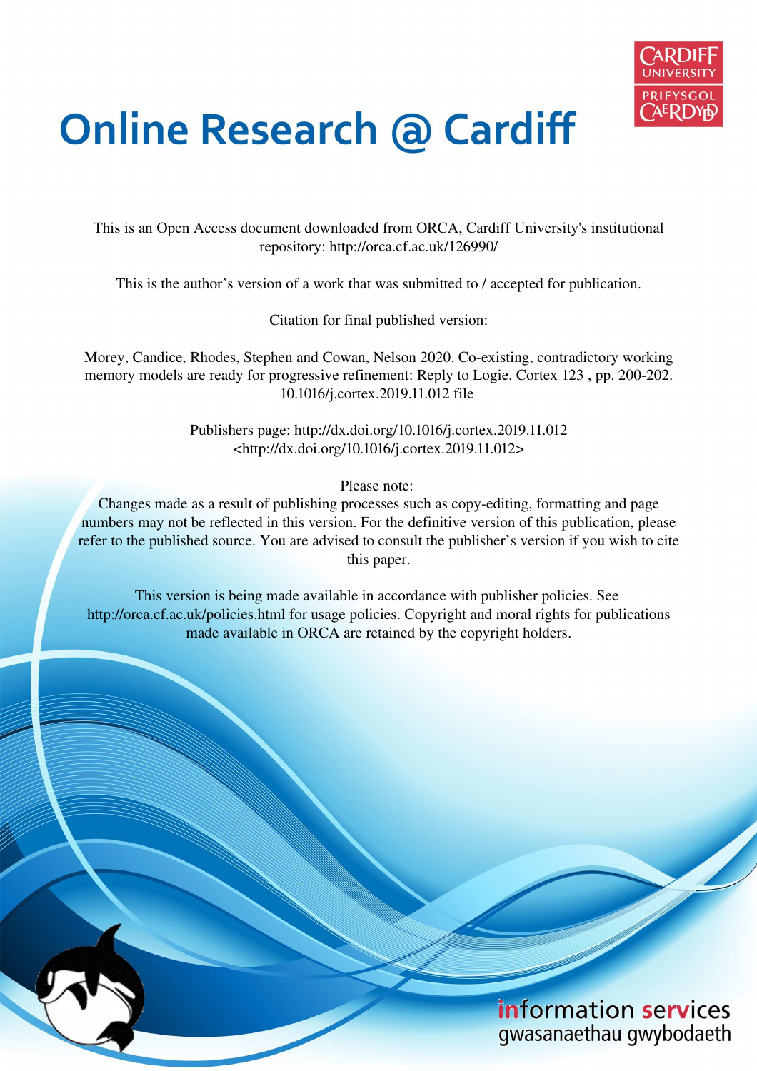# Online Research @ Cardiff

This is an Open Access document downloaded from ORCA, Cardiff University's institutional repository: http://orca.cf.ac.uk/126990/

This is the author's version of a work that was submitted to / accepted for publication.

Citation for final published version:

Morey, Candice, Rhodes, Stephen and Cowan, Nelson 2020. Co-existing, contradictory working memory models are ready for progressive refinement: Reply to Logie. Cortex 123 , pp. 200-202. 10.1016/j.cortex.2019.11.012 file

Publishers page: http://dx.doi.org/10.1016/j.cortex.2019.11.012 <http://dx.doi.org/10.1016/j.cortex.2019.11.012>

Please note:
Changes made as a result of publishing processes such as copy-editing, formatting and page numbers may not be reflected in this version. For the definitive version of this publication, please refer to the published source. You are advised to consult the publisher's version if you wish to cite this paper.

This version is being made available in accordance with publisher policies. See http://orca.cf.ac.uk/policies.html for usage policies. Copyright and moral rights for publications made available in ORCA are retained by the copyright holders.

information services
gwasanaethau gwybodaeth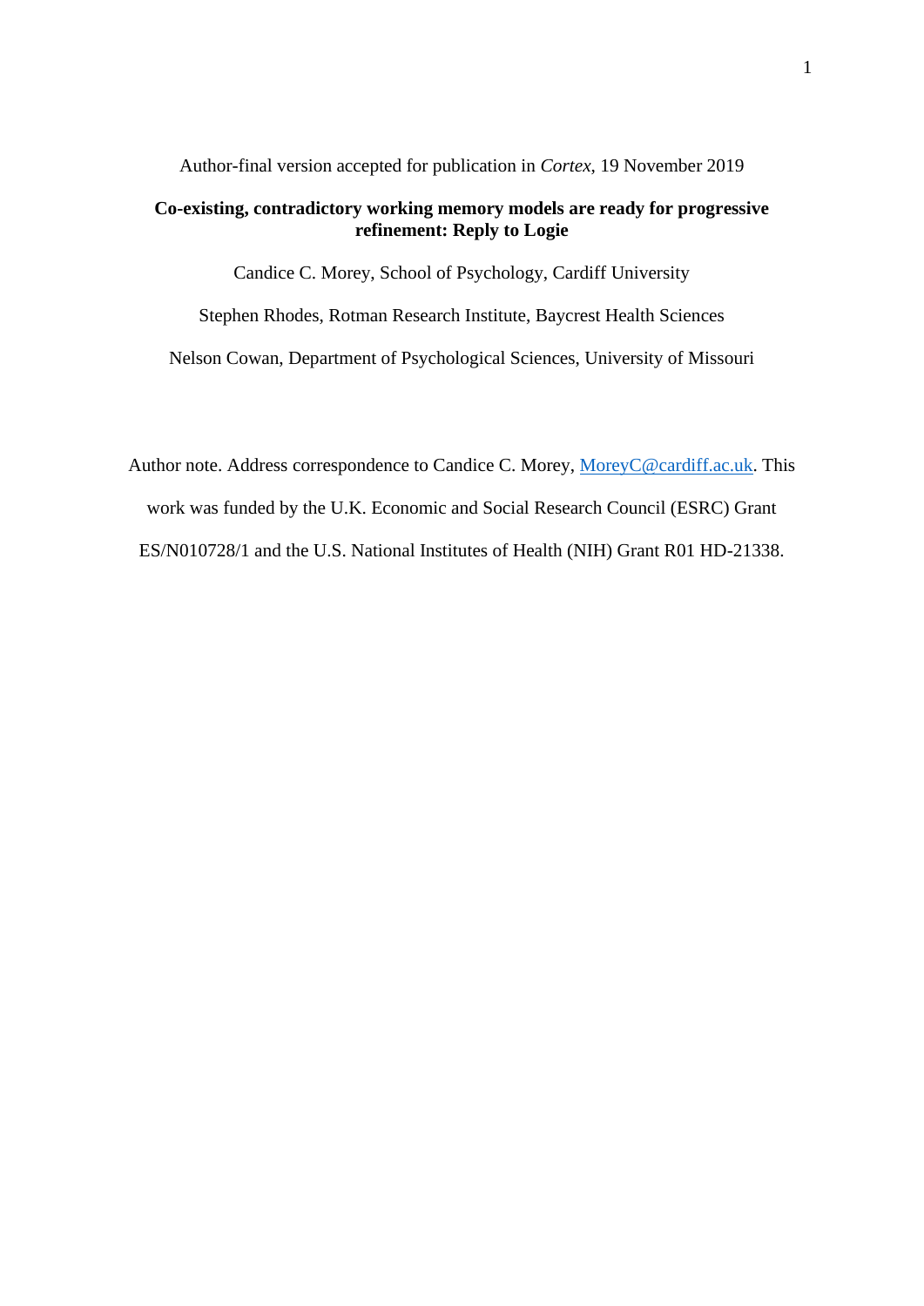Author-final version accepted for publication in *Cortex*, 19 November 2019

**Co-existing, contradictory working memory models are ready for progressive refinement: Reply to Logie**

Candice C. Morey, School of Psychology, Cardiff University

Stephen Rhodes, Rotman Research Institute, Baycrest Health Sciences

Nelson Cowan, Department of Psychological Sciences, University of Missouri

Author note. Address correspondence to Candice C. Morey, MoreyC@cardiff.ac.uk. This work was funded by the U.K. Economic and Social Research Council (ESRC) Grant ES/N010728/1 and the U.S. National Institutes of Health (NIH) Grant R01 HD-21338.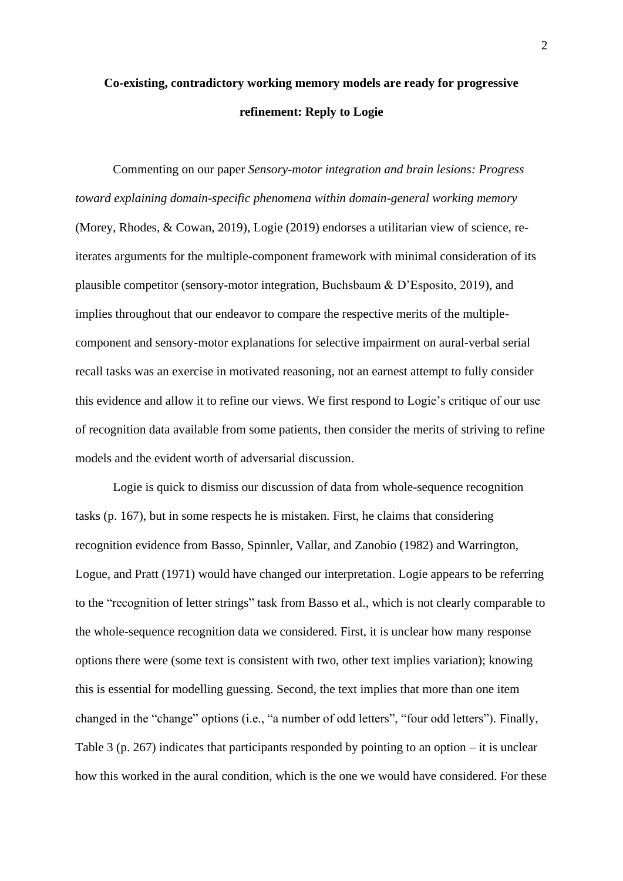**Co-existing, contradictory working memory models are ready for progressive refinement: Reply to Logie**

Commenting on our paper *Sensory-motor integration and brain lesions: Progress toward explaining domain-specific phenomena within domain-general working memory* (Morey, Rhodes, & Cowan, 2019), Logie (2019) endorses a utilitarian view of science, re-iterates arguments for the multiple-component framework with minimal consideration of its plausible competitor (sensory-motor integration, Buchsbaum & D'Esposito, 2019), and implies throughout that our endeavor to compare the respective merits of the multiple-component and sensory-motor explanations for selective impairment on aural-verbal serial recall tasks was an exercise in motivated reasoning, not an earnest attempt to fully consider this evidence and allow it to refine our views. We first respond to Logie's critique of our use of recognition data available from some patients, then consider the merits of striving to refine models and the evident worth of adversarial discussion.

Logie is quick to dismiss our discussion of data from whole-sequence recognition tasks (p. 167), but in some respects he is mistaken. First, he claims that considering recognition evidence from Basso, Spinnler, Vallar, and Zanobio (1982) and Warrington, Logue, and Pratt (1971) would have changed our interpretation. Logie appears to be referring to the "recognition of letter strings" task from Basso et al., which is not clearly comparable to the whole-sequence recognition data we considered. First, it is unclear how many response options there were (some text is consistent with two, other text implies variation); knowing this is essential for modelling guessing. Second, the text implies that more than one item changed in the "change" options (i.e., "a number of odd letters", "four odd letters"). Finally, Table 3 (p. 267) indicates that participants responded by pointing to an option – it is unclear how this worked in the aural condition, which is the one we would have considered. For these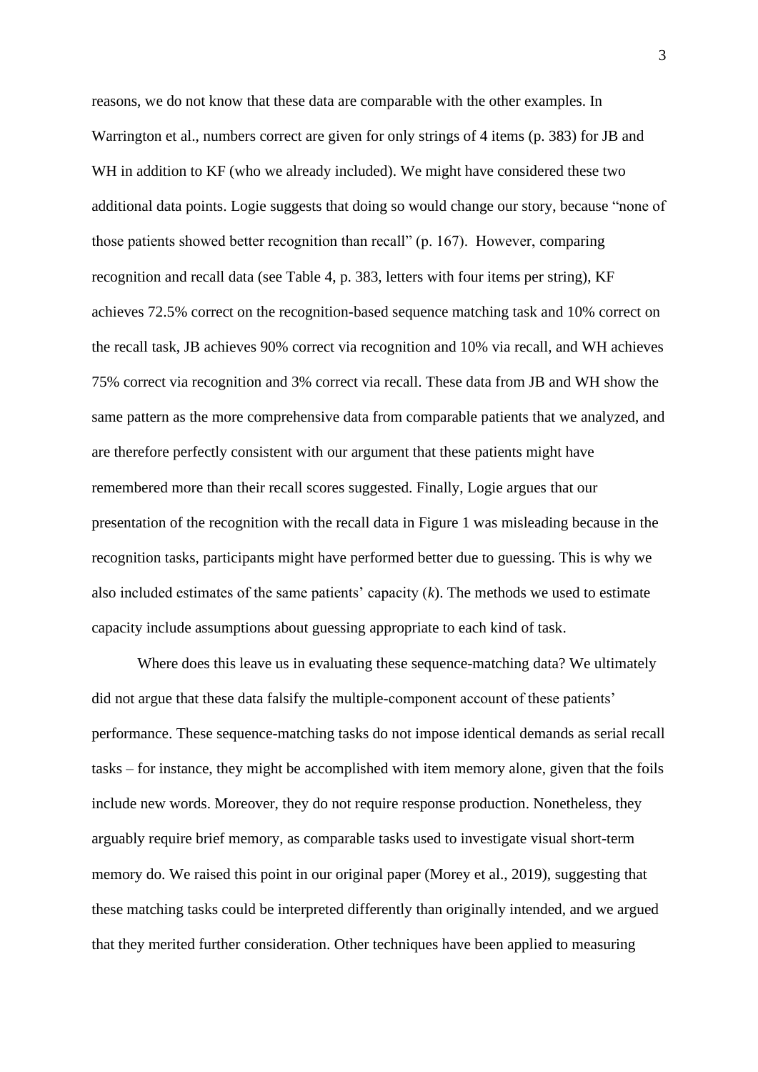reasons, we do not know that these data are comparable with the other examples. In Warrington et al., numbers correct are given for only strings of 4 items (p. 383) for JB and WH in addition to KF (who we already included). We might have considered these two additional data points. Logie suggests that doing so would change our story, because "none of those patients showed better recognition than recall" (p. 167). However, comparing recognition and recall data (see Table 4, p. 383, letters with four items per string), KF achieves 72.5% correct on the recognition-based sequence matching task and 10% correct on the recall task, JB achieves 90% correct via recognition and 10% via recall, and WH achieves 75% correct via recognition and 3% correct via recall. These data from JB and WH show the same pattern as the more comprehensive data from comparable patients that we analyzed, and are therefore perfectly consistent with our argument that these patients might have remembered more than their recall scores suggested. Finally, Logie argues that our presentation of the recognition with the recall data in Figure 1 was misleading because in the recognition tasks, participants might have performed better due to guessing. This is why we also included estimates of the same patients' capacity ($k$). The methods we used to estimate capacity include assumptions about guessing appropriate to each kind of task.

Where does this leave us in evaluating these sequence-matching data? We ultimately did not argue that these data falsify the multiple-component account of these patients' performance. These sequence-matching tasks do not impose identical demands as serial recall tasks – for instance, they might be accomplished with item memory alone, given that the foils include new words. Moreover, they do not require response production. Nonetheless, they arguably require brief memory, as comparable tasks used to investigate visual short-term memory do. We raised this point in our original paper (Morey et al., 2019), suggesting that these matching tasks could be interpreted differently than originally intended, and we argued that they merited further consideration. Other techniques have been applied to measuring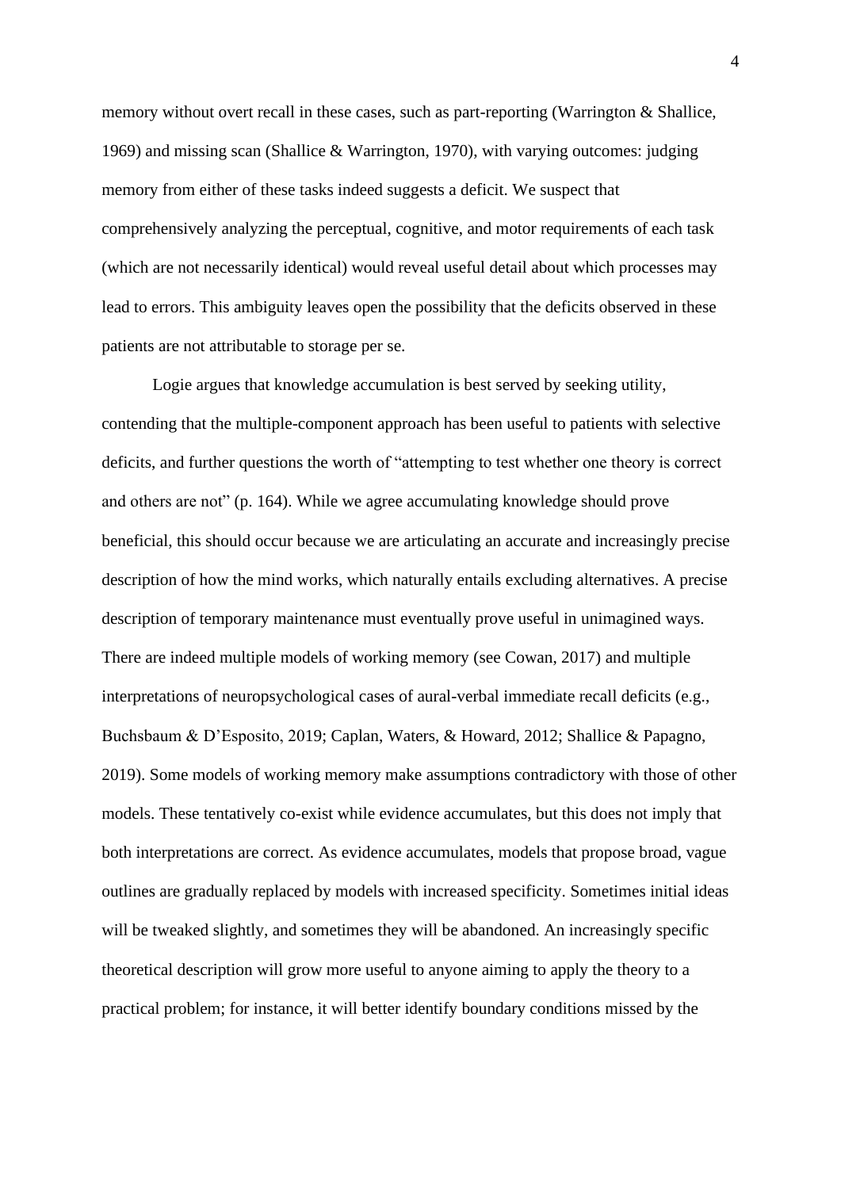memory without overt recall in these cases, such as part-reporting (Warrington & Shallice, 1969) and missing scan (Shallice & Warrington, 1970), with varying outcomes: judging memory from either of these tasks indeed suggests a deficit. We suspect that comprehensively analyzing the perceptual, cognitive, and motor requirements of each task (which are not necessarily identical) would reveal useful detail about which processes may lead to errors. This ambiguity leaves open the possibility that the deficits observed in these patients are not attributable to storage per se.

Logie argues that knowledge accumulation is best served by seeking utility, contending that the multiple-component approach has been useful to patients with selective deficits, and further questions the worth of "attempting to test whether one theory is correct and others are not" (p. 164). While we agree accumulating knowledge should prove beneficial, this should occur because we are articulating an accurate and increasingly precise description of how the mind works, which naturally entails excluding alternatives. A precise description of temporary maintenance must eventually prove useful in unimagined ways. There are indeed multiple models of working memory (see Cowan, 2017) and multiple interpretations of neuropsychological cases of aural-verbal immediate recall deficits (e.g., Buchsbaum & D'Esposito, 2019; Caplan, Waters, & Howard, 2012; Shallice & Papagno, 2019). Some models of working memory make assumptions contradictory with those of other models. These tentatively co-exist while evidence accumulates, but this does not imply that both interpretations are correct. As evidence accumulates, models that propose broad, vague outlines are gradually replaced by models with increased specificity. Sometimes initial ideas will be tweaked slightly, and sometimes they will be abandoned. An increasingly specific theoretical description will grow more useful to anyone aiming to apply the theory to a practical problem; for instance, it will better identify boundary conditions missed by the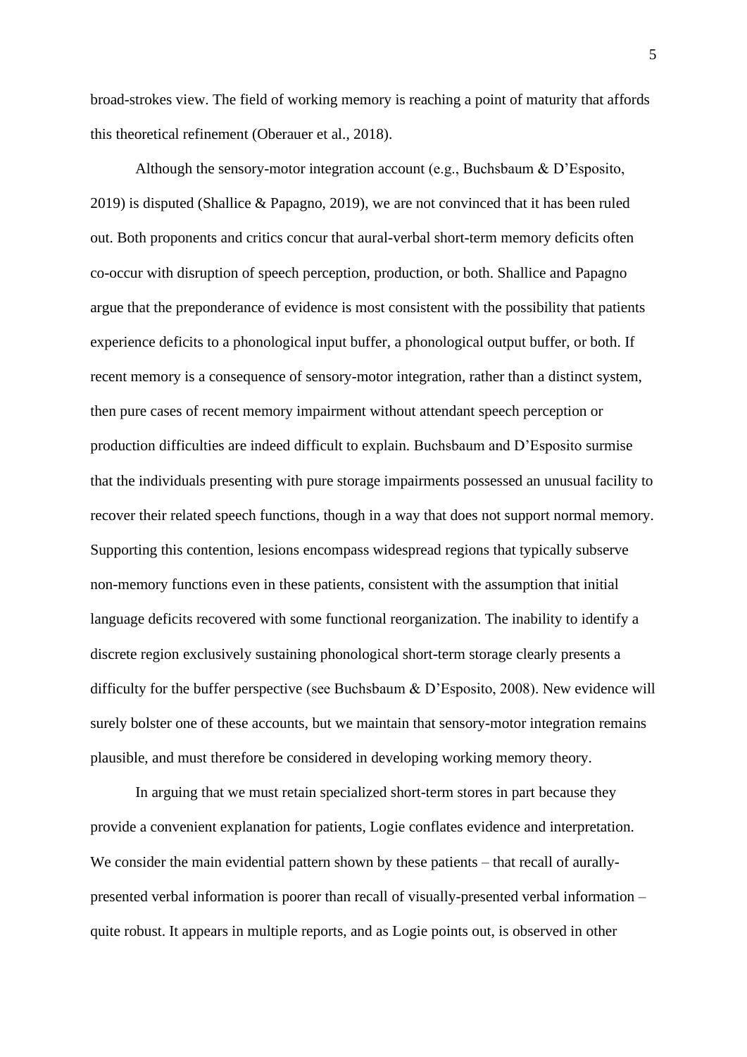broad-strokes view. The field of working memory is reaching a point of maturity that affords this theoretical refinement (Oberauer et al., 2018).

Although the sensory-motor integration account (e.g., Buchsbaum & D'Esposito, 2019) is disputed (Shallice & Papagno, 2019), we are not convinced that it has been ruled out. Both proponents and critics concur that aural-verbal short-term memory deficits often co-occur with disruption of speech perception, production, or both. Shallice and Papagno argue that the preponderance of evidence is most consistent with the possibility that patients experience deficits to a phonological input buffer, a phonological output buffer, or both. If recent memory is a consequence of sensory-motor integration, rather than a distinct system, then pure cases of recent memory impairment without attendant speech perception or production difficulties are indeed difficult to explain. Buchsbaum and D'Esposito surmise that the individuals presenting with pure storage impairments possessed an unusual facility to recover their related speech functions, though in a way that does not support normal memory. Supporting this contention, lesions encompass widespread regions that typically subserve non-memory functions even in these patients, consistent with the assumption that initial language deficits recovered with some functional reorganization. The inability to identify a discrete region exclusively sustaining phonological short-term storage clearly presents a difficulty for the buffer perspective (see Buchsbaum & D'Esposito, 2008). New evidence will surely bolster one of these accounts, but we maintain that sensory-motor integration remains plausible, and must therefore be considered in developing working memory theory.

In arguing that we must retain specialized short-term stores in part because they provide a convenient explanation for patients, Logie conflates evidence and interpretation. We consider the main evidential pattern shown by these patients – that recall of aurally-presented verbal information is poorer than recall of visually-presented verbal information – quite robust. It appears in multiple reports, and as Logie points out, is observed in other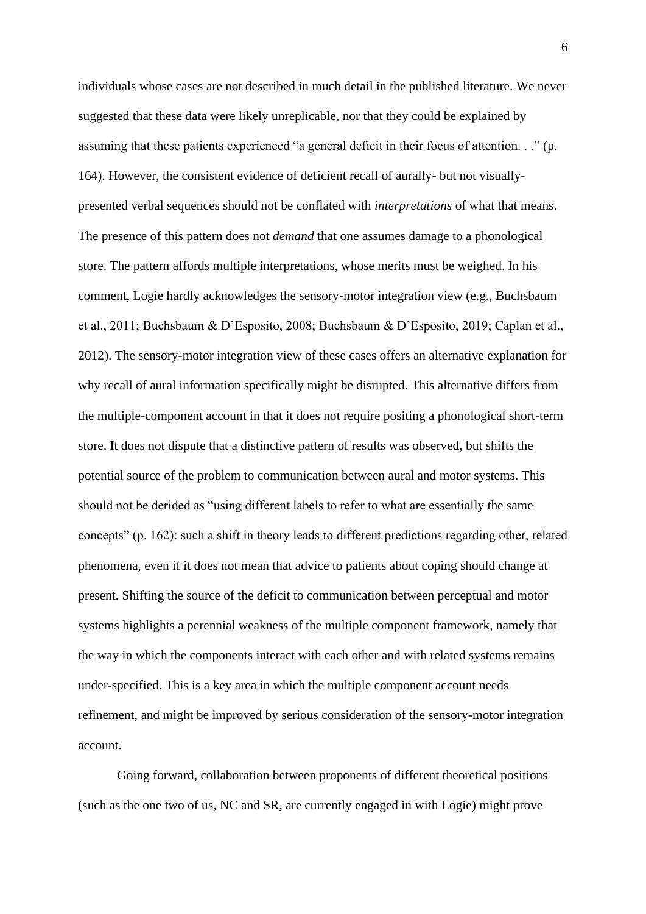individuals whose cases are not described in much detail in the published literature. We never suggested that these data were likely unreplicable, nor that they could be explained by assuming that these patients experienced "a general deficit in their focus of attention. . ." (p. 164). However, the consistent evidence of deficient recall of aurally- but not visually-presented verbal sequences should not be conflated with *interpretations* of what that means. The presence of this pattern does not *demand* that one assumes damage to a phonological store. The pattern affords multiple interpretations, whose merits must be weighed. In his comment, Logie hardly acknowledges the sensory-motor integration view (e.g., Buchsbaum et al., 2011; Buchsbaum & D'Esposito, 2008; Buchsbaum & D'Esposito, 2019; Caplan et al., 2012). The sensory-motor integration view of these cases offers an alternative explanation for why recall of aural information specifically might be disrupted. This alternative differs from the multiple-component account in that it does not require positing a phonological short-term store. It does not dispute that a distinctive pattern of results was observed, but shifts the potential source of the problem to communication between aural and motor systems. This should not be derided as "using different labels to refer to what are essentially the same concepts" (p. 162): such a shift in theory leads to different predictions regarding other, related phenomena, even if it does not mean that advice to patients about coping should change at present. Shifting the source of the deficit to communication between perceptual and motor systems highlights a perennial weakness of the multiple component framework, namely that the way in which the components interact with each other and with related systems remains under-specified. This is a key area in which the multiple component account needs refinement, and might be improved by serious consideration of the sensory-motor integration account.

Going forward, collaboration between proponents of different theoretical positions (such as the one two of us, NC and SR, are currently engaged in with Logie) might prove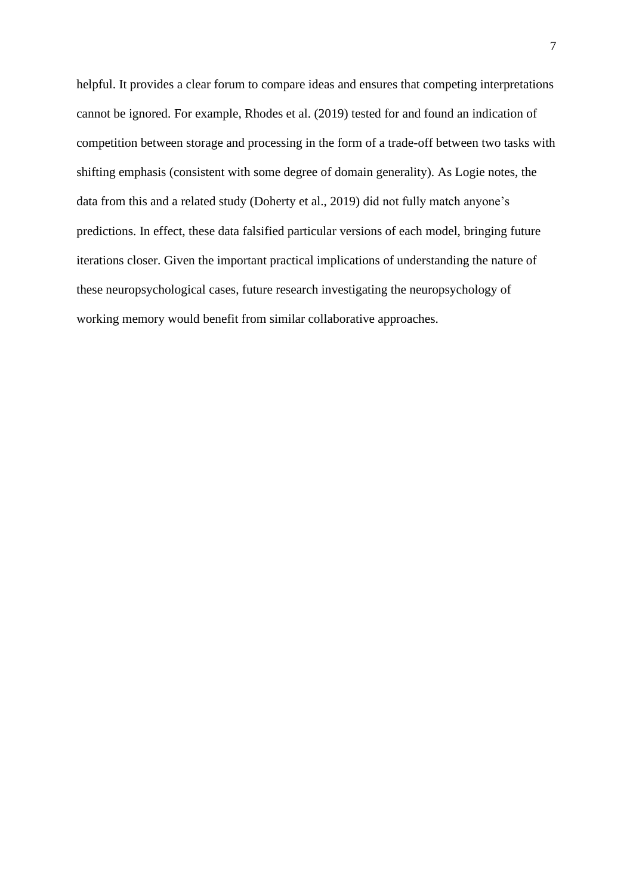helpful. It provides a clear forum to compare ideas and ensures that competing interpretations cannot be ignored. For example, Rhodes et al. (2019) tested for and found an indication of competition between storage and processing in the form of a trade-off between two tasks with shifting emphasis (consistent with some degree of domain generality). As Logie notes, the data from this and a related study (Doherty et al., 2019) did not fully match anyone's predictions. In effect, these data falsified particular versions of each model, bringing future iterations closer. Given the important practical implications of understanding the nature of these neuropsychological cases, future research investigating the neuropsychology of working memory would benefit from similar collaborative approaches.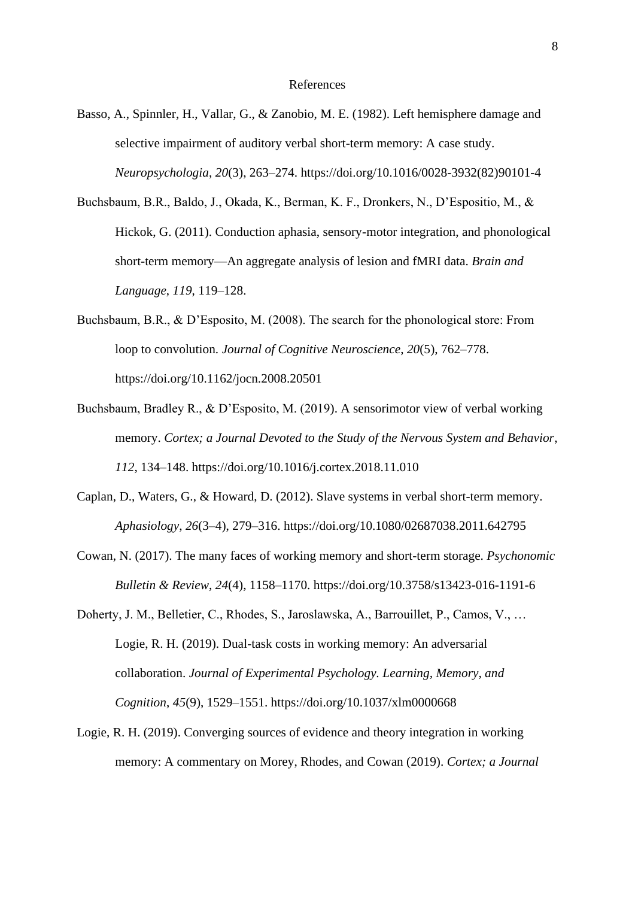# References

Basso, A., Spinnler, H., Vallar, G., & Zanobio, M. E. (1982). Left hemisphere damage and selective impairment of auditory verbal short-term memory: A case study. *Neuropsychologia*, *20*(3), 263–274. https://doi.org/10.1016/0028-3932(82)90101-4

Buchsbaum, B.R., Baldo, J., Okada, K., Berman, K. F., Dronkers, N., D'Espositio, M., & Hickok, G. (2011). Conduction aphasia, sensory-motor integration, and phonological short-term memory—An aggregate analysis of lesion and fMRI data. *Brain and Language*, *119*, 119–128.

Buchsbaum, B.R., & D'Esposito, M. (2008). The search for the phonological store: From loop to convolution. *Journal of Cognitive Neuroscience*, *20*(5), 762–778. https://doi.org/10.1162/jocn.2008.20501

Buchsbaum, Bradley R., & D'Esposito, M. (2019). A sensorimotor view of verbal working memory. *Cortex; a Journal Devoted to the Study of the Nervous System and Behavior*, *112*, 134–148. https://doi.org/10.1016/j.cortex.2018.11.010

Caplan, D., Waters, G., & Howard, D. (2012). Slave systems in verbal short-term memory. *Aphasiology*, *26*(3–4), 279–316. https://doi.org/10.1080/02687038.2011.642795

Cowan, N. (2017). The many faces of working memory and short-term storage. *Psychonomic Bulletin & Review*, *24*(4), 1158–1170. https://doi.org/10.3758/s13423-016-1191-6

Doherty, J. M., Belletier, C., Rhodes, S., Jaroslawska, A., Barrouillet, P., Camos, V., … Logie, R. H. (2019). Dual-task costs in working memory: An adversarial collaboration. *Journal of Experimental Psychology. Learning, Memory, and Cognition*, *45*(9), 1529–1551. https://doi.org/10.1037/xlm0000668

Logie, R. H. (2019). Converging sources of evidence and theory integration in working memory: A commentary on Morey, Rhodes, and Cowan (2019). *Cortex; a Journal*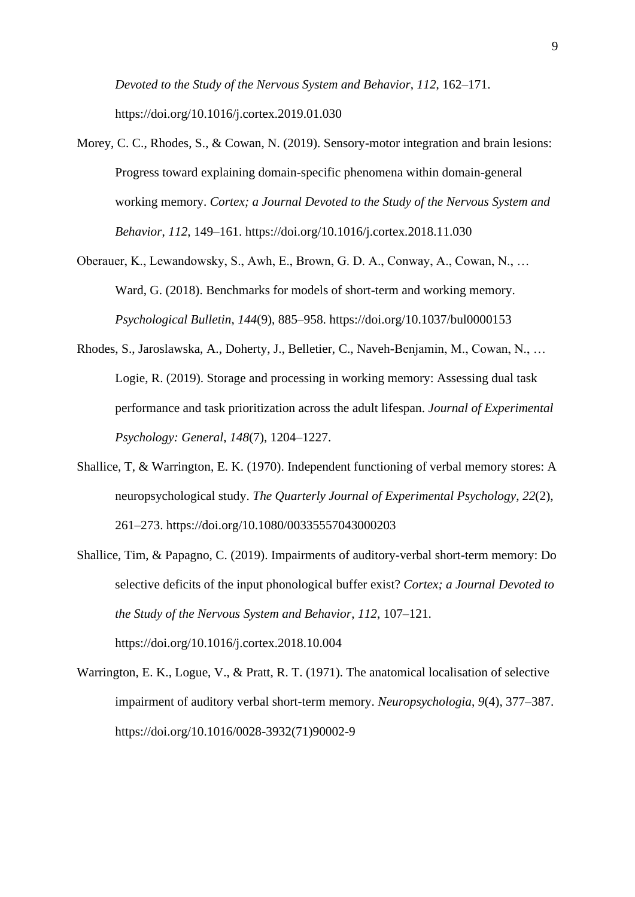*Devoted to the Study of the Nervous System and Behavior*, *112*, 162–171. https://doi.org/10.1016/j.cortex.2019.01.030

Morey, C. C., Rhodes, S., & Cowan, N. (2019). Sensory-motor integration and brain lesions: Progress toward explaining domain-specific phenomena within domain-general working memory. *Cortex; a Journal Devoted to the Study of the Nervous System and Behavior*, *112*, 149–161. https://doi.org/10.1016/j.cortex.2018.11.030

Oberauer, K., Lewandowsky, S., Awh, E., Brown, G. D. A., Conway, A., Cowan, N., … Ward, G. (2018). Benchmarks for models of short-term and working memory. *Psychological Bulletin*, *144*(9), 885–958. https://doi.org/10.1037/bul0000153

Rhodes, S., Jaroslawska, A., Doherty, J., Belletier, C., Naveh-Benjamin, M., Cowan, N., … Logie, R. (2019). Storage and processing in working memory: Assessing dual task performance and task prioritization across the adult lifespan. *Journal of Experimental Psychology: General*, *148*(7), 1204–1227.

Shallice, T, & Warrington, E. K. (1970). Independent functioning of verbal memory stores: A neuropsychological study. *The Quarterly Journal of Experimental Psychology*, *22*(2), 261–273. https://doi.org/10.1080/00335557043000203

Shallice, Tim, & Papagno, C. (2019). Impairments of auditory-verbal short-term memory: Do selective deficits of the input phonological buffer exist? *Cortex; a Journal Devoted to the Study of the Nervous System and Behavior*, *112*, 107–121. https://doi.org/10.1016/j.cortex.2018.10.004

Warrington, E. K., Logue, V., & Pratt, R. T. (1971). The anatomical localisation of selective impairment of auditory verbal short-term memory. *Neuropsychologia*, *9*(4), 377–387. https://doi.org/10.1016/0028-3932(71)90002-9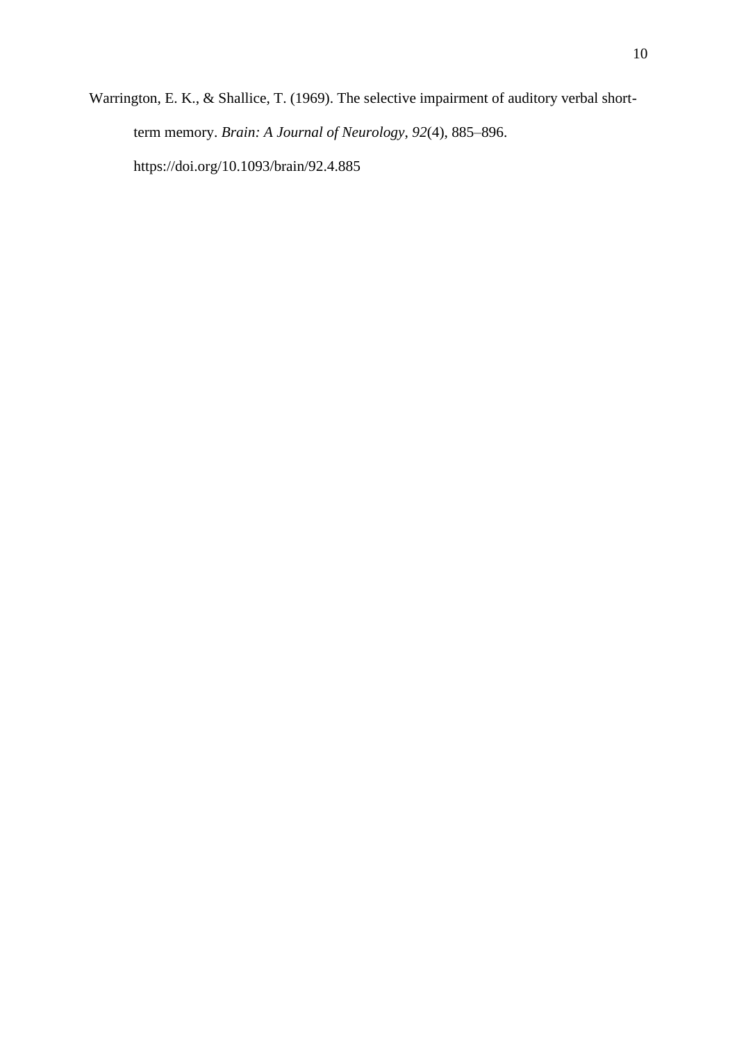Warrington, E. K., & Shallice, T. (1969). The selective impairment of auditory verbal short-term memory. *Brain: A Journal of Neurology*, *92*(4), 885–896. https://doi.org/10.1093/brain/92.4.885